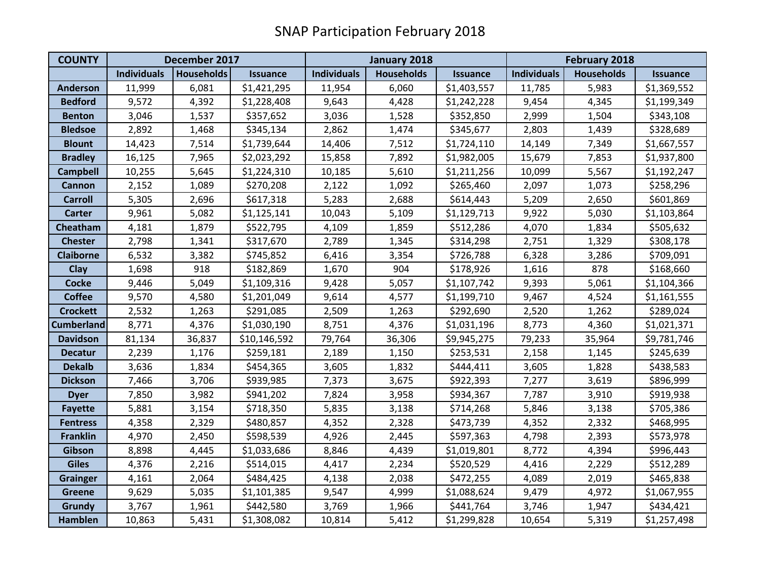# SNAP Participation February 2018

| COUNTY | December 2017 | | | January 2018 | | | February 2018 | | |
|---|---|---|---|---|---|---|---|---|---|
| | Individuals | Households | Issuance | Individuals | Households | Issuance | Individuals | Households | Issuance |
| Anderson | 11,999 | 6,081 | $1,421,295 | 11,954 | 6,060 | $1,403,557 | 11,785 | 5,983 | $1,369,552 |
| Bedford | 9,572 | 4,392 | $1,228,408 | 9,643 | 4,428 | $1,242,228 | 9,454 | 4,345 | $1,199,349 |
| Benton | 3,046 | 1,537 | $357,652 | 3,036 | 1,528 | $352,850 | 2,999 | 1,504 | $343,108 |
| Bledsoe | 2,892 | 1,468 | $345,134 | 2,862 | 1,474 | $345,677 | 2,803 | 1,439 | $328,689 |
| Blount | 14,423 | 7,514 | $1,739,644 | 14,406 | 7,512 | $1,724,110 | 14,149 | 7,349 | $1,667,557 |
| Bradley | 16,125 | 7,965 | $2,023,292 | 15,858 | 7,892 | $1,982,005 | 15,679 | 7,853 | $1,937,800 |
| Campbell | 10,255 | 5,645 | $1,224,310 | 10,185 | 5,610 | $1,211,256 | 10,099 | 5,567 | $1,192,247 |
| Cannon | 2,152 | 1,089 | $270,208 | 2,122 | 1,092 | $265,460 | 2,097 | 1,073 | $258,296 |
| Carroll | 5,305 | 2,696 | $617,318 | 5,283 | 2,688 | $614,443 | 5,209 | 2,650 | $601,869 |
| Carter | 9,961 | 5,082 | $1,125,141 | 10,043 | 5,109 | $1,129,713 | 9,922 | 5,030 | $1,103,864 |
| Cheatham | 4,181 | 1,879 | $522,795 | 4,109 | 1,859 | $512,286 | 4,070 | 1,834 | $505,632 |
| Chester | 2,798 | 1,341 | $317,670 | 2,789 | 1,345 | $314,298 | 2,751 | 1,329 | $308,178 |
| Claiborne | 6,532 | 3,382 | $745,852 | 6,416 | 3,354 | $726,788 | 6,328 | 3,286 | $709,091 |
| Clay | 1,698 | 918 | $182,869 | 1,670 | 904 | $178,926 | 1,616 | 878 | $168,660 |
| Cocke | 9,446 | 5,049 | $1,109,316 | 9,428 | 5,057 | $1,107,742 | 9,393 | 5,061 | $1,104,366 |
| Coffee | 9,570 | 4,580 | $1,201,049 | 9,614 | 4,577 | $1,199,710 | 9,467 | 4,524 | $1,161,555 |
| Crockett | 2,532 | 1,263 | $291,085 | 2,509 | 1,263 | $292,690 | 2,520 | 1,262 | $289,024 |
| Cumberland | 8,771 | 4,376 | $1,030,190 | 8,751 | 4,376 | $1,031,196 | 8,773 | 4,360 | $1,021,371 |
| Davidson | 81,134 | 36,837 | $10,146,592 | 79,764 | 36,306 | $9,945,275 | 79,233 | 35,964 | $9,781,746 |
| Decatur | 2,239 | 1,176 | $259,181 | 2,189 | 1,150 | $253,531 | 2,158 | 1,145 | $245,639 |
| Dekalb | 3,636 | 1,834 | $454,365 | 3,605 | 1,832 | $444,411 | 3,605 | 1,828 | $438,583 |
| Dickson | 7,466 | 3,706 | $939,985 | 7,373 | 3,675 | $922,393 | 7,277 | 3,619 | $896,999 |
| Dyer | 7,850 | 3,982 | $941,202 | 7,824 | 3,958 | $934,367 | 7,787 | 3,910 | $919,938 |
| Fayette | 5,881 | 3,154 | $718,350 | 5,835 | 3,138 | $714,268 | 5,846 | 3,138 | $705,386 |
| Fentress | 4,358 | 2,329 | $480,857 | 4,352 | 2,328 | $473,739 | 4,352 | 2,332 | $468,995 |
| Franklin | 4,970 | 2,450 | $598,539 | 4,926 | 2,445 | $597,363 | 4,798 | 2,393 | $573,978 |
| Gibson | 8,898 | 4,445 | $1,033,686 | 8,846 | 4,439 | $1,019,801 | 8,772 | 4,394 | $996,443 |
| Giles | 4,376 | 2,216 | $514,015 | 4,417 | 2,234 | $520,529 | 4,416 | 2,229 | $512,289 |
| Grainger | 4,161 | 2,064 | $484,425 | 4,138 | 2,038 | $472,255 | 4,089 | 2,019 | $465,838 |
| Greene | 9,629 | 5,035 | $1,101,385 | 9,547 | 4,999 | $1,088,624 | 9,479 | 4,972 | $1,067,955 |
| Grundy | 3,767 | 1,961 | $442,580 | 3,769 | 1,966 | $441,764 | 3,746 | 1,947 | $434,421 |
| Hamblen | 10,863 | 5,431 | $1,308,082 | 10,814 | 5,412 | $1,299,828 | 10,654 | 5,319 | $1,257,498 |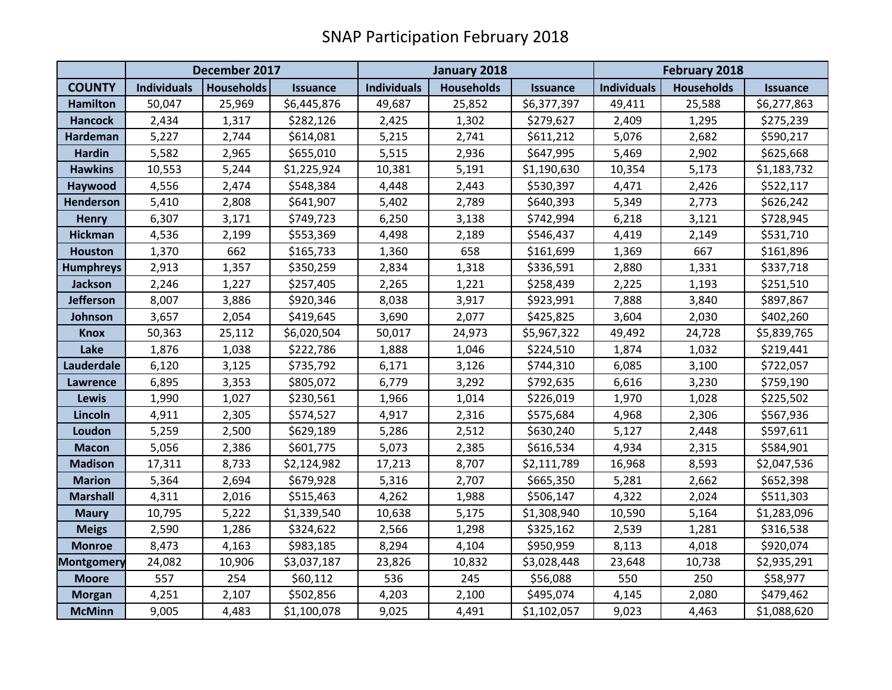# SNAP Participation February 2018

| | December 2017 | | | January 2018 | | | February 2018 | | |
|---|---|---|---|---|---|---|---|---|---|
| **COUNTY** | **Individuals** | **Households** | **Issuance** | **Individuals** | **Households** | **Issuance** | **Individuals** | **Households** | **Issuance** |
| **Hamilton** | 50,047 | 25,969 | $6,445,876 | 49,687 | 25,852 | $6,377,397 | 49,411 | 25,588 | $6,277,863 |
| **Hancock** | 2,434 | 1,317 | $282,126 | 2,425 | 1,302 | $279,627 | 2,409 | 1,295 | $275,239 |
| **Hardeman** | 5,227 | 2,744 | $614,081 | 5,215 | 2,741 | $611,212 | 5,076 | 2,682 | $590,217 |
| **Hardin** | 5,582 | 2,965 | $655,010 | 5,515 | 2,936 | $647,995 | 5,469 | 2,902 | $625,668 |
| **Hawkins** | 10,553 | 5,244 | $1,225,924 | 10,381 | 5,191 | $1,190,630 | 10,354 | 5,173 | $1,183,732 |
| **Haywood** | 4,556 | 2,474 | $548,384 | 4,448 | 2,443 | $530,397 | 4,471 | 2,426 | $522,117 |
| **Henderson** | 5,410 | 2,808 | $641,907 | 5,402 | 2,789 | $640,393 | 5,349 | 2,773 | $626,242 |
| **Henry** | 6,307 | 3,171 | $749,723 | 6,250 | 3,138 | $742,994 | 6,218 | 3,121 | $728,945 |
| **Hickman** | 4,536 | 2,199 | $553,369 | 4,498 | 2,189 | $546,437 | 4,419 | 2,149 | $531,710 |
| **Houston** | 1,370 | 662 | $165,733 | 1,360 | 658 | $161,699 | 1,369 | 667 | $161,896 |
| **Humphreys** | 2,913 | 1,357 | $350,259 | 2,834 | 1,318 | $336,591 | 2,880 | 1,331 | $337,718 |
| **Jackson** | 2,246 | 1,227 | $257,405 | 2,265 | 1,221 | $258,439 | 2,225 | 1,193 | $251,510 |
| **Jefferson** | 8,007 | 3,886 | $920,346 | 8,038 | 3,917 | $923,991 | 7,888 | 3,840 | $897,867 |
| **Johnson** | 3,657 | 2,054 | $419,645 | 3,690 | 2,077 | $425,825 | 3,604 | 2,030 | $402,260 |
| **Knox** | 50,363 | 25,112 | $6,020,504 | 50,017 | 24,973 | $5,967,322 | 49,492 | 24,728 | $5,839,765 |
| **Lake** | 1,876 | 1,038 | $222,786 | 1,888 | 1,046 | $224,510 | 1,874 | 1,032 | $219,441 |
| **Lauderdale** | 6,120 | 3,125 | $735,792 | 6,171 | 3,126 | $744,310 | 6,085 | 3,100 | $722,057 |
| **Lawrence** | 6,895 | 3,353 | $805,072 | 6,779 | 3,292 | $792,635 | 6,616 | 3,230 | $759,190 |
| **Lewis** | 1,990 | 1,027 | $230,561 | 1,966 | 1,014 | $226,019 | 1,970 | 1,028 | $225,502 |
| **Lincoln** | 4,911 | 2,305 | $574,527 | 4,917 | 2,316 | $575,684 | 4,968 | 2,306 | $567,936 |
| **Loudon** | 5,259 | 2,500 | $629,189 | 5,286 | 2,512 | $630,240 | 5,127 | 2,448 | $597,611 |
| **Macon** | 5,056 | 2,386 | $601,775 | 5,073 | 2,385 | $616,534 | 4,934 | 2,315 | $584,901 |
| **Madison** | 17,311 | 8,733 | $2,124,982 | 17,213 | 8,707 | $2,111,789 | 16,968 | 8,593 | $2,047,536 |
| **Marion** | 5,364 | 2,694 | $679,928 | 5,316 | 2,707 | $665,350 | 5,281 | 2,662 | $652,398 |
| **Marshall** | 4,311 | 2,016 | $515,463 | 4,262 | 1,988 | $506,147 | 4,322 | 2,024 | $511,303 |
| **Maury** | 10,795 | 5,222 | $1,339,540 | 10,638 | 5,175 | $1,308,940 | 10,590 | 5,164 | $1,283,096 |
| **Meigs** | 2,590 | 1,286 | $324,622 | 2,566 | 1,298 | $325,162 | 2,539 | 1,281 | $316,538 |
| **Monroe** | 8,473 | 4,163 | $983,185 | 8,294 | 4,104 | $950,959 | 8,113 | 4,018 | $920,074 |
| **Montgomery** | 24,082 | 10,906 | $3,037,187 | 23,826 | 10,832 | $3,028,448 | 23,648 | 10,738 | $2,935,291 |
| **Moore** | 557 | 254 | $60,112 | 536 | 245 | $56,088 | 550 | 250 | $58,977 |
| **Morgan** | 4,251 | 2,107 | $502,856 | 4,203 | 2,100 | $495,074 | 4,145 | 2,080 | $479,462 |
| **McMinn** | 9,005 | 4,483 | $1,100,078 | 9,025 | 4,491 | $1,102,057 | 9,023 | 4,463 | $1,088,620 |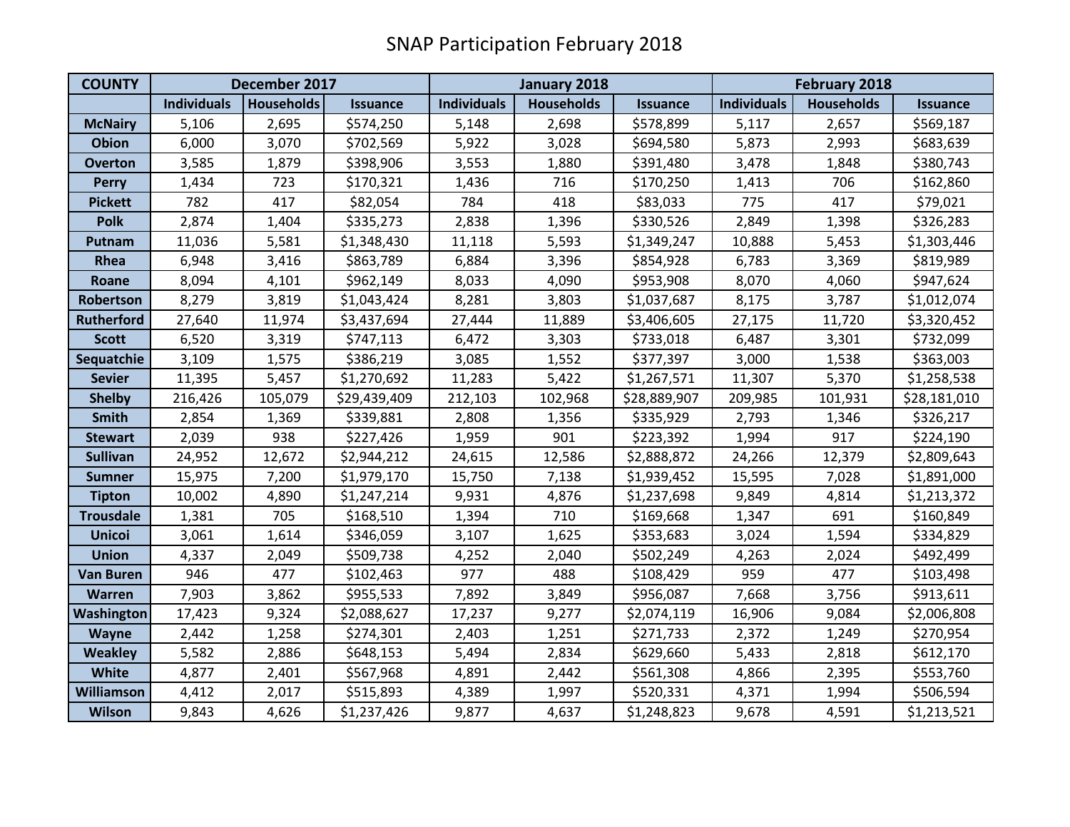# SNAP Participation February 2018

| COUNTY | December 2017 | | | January 2018 | | | February 2018 | | |
|---|---|---|---|---|---|---|---|---|---|
| | Individuals | Households | Issuance | Individuals | Households | Issuance | Individuals | Households | Issuance |
| McNairy | 5,106 | 2,695 | $574,250 | 5,148 | 2,698 | $578,899 | 5,117 | 2,657 | $569,187 |
| Obion | 6,000 | 3,070 | $702,569 | 5,922 | 3,028 | $694,580 | 5,873 | 2,993 | $683,639 |
| Overton | 3,585 | 1,879 | $398,906 | 3,553 | 1,880 | $391,480 | 3,478 | 1,848 | $380,743 |
| Perry | 1,434 | 723 | $170,321 | 1,436 | 716 | $170,250 | 1,413 | 706 | $162,860 |
| Pickett | 782 | 417 | $82,054 | 784 | 418 | $83,033 | 775 | 417 | $79,021 |
| Polk | 2,874 | 1,404 | $335,273 | 2,838 | 1,396 | $330,526 | 2,849 | 1,398 | $326,283 |
| Putnam | 11,036 | 5,581 | $1,348,430 | 11,118 | 5,593 | $1,349,247 | 10,888 | 5,453 | $1,303,446 |
| Rhea | 6,948 | 3,416 | $863,789 | 6,884 | 3,396 | $854,928 | 6,783 | 3,369 | $819,989 |
| Roane | 8,094 | 4,101 | $962,149 | 8,033 | 4,090 | $953,908 | 8,070 | 4,060 | $947,624 |
| Robertson | 8,279 | 3,819 | $1,043,424 | 8,281 | 3,803 | $1,037,687 | 8,175 | 3,787 | $1,012,074 |
| Rutherford | 27,640 | 11,974 | $3,437,694 | 27,444 | 11,889 | $3,406,605 | 27,175 | 11,720 | $3,320,452 |
| Scott | 6,520 | 3,319 | $747,113 | 6,472 | 3,303 | $733,018 | 6,487 | 3,301 | $732,099 |
| Sequatchie | 3,109 | 1,575 | $386,219 | 3,085 | 1,552 | $377,397 | 3,000 | 1,538 | $363,003 |
| Sevier | 11,395 | 5,457 | $1,270,692 | 11,283 | 5,422 | $1,267,571 | 11,307 | 5,370 | $1,258,538 |
| Shelby | 216,426 | 105,079 | $29,439,409 | 212,103 | 102,968 | $28,889,907 | 209,985 | 101,931 | $28,181,010 |
| Smith | 2,854 | 1,369 | $339,881 | 2,808 | 1,356 | $335,929 | 2,793 | 1,346 | $326,217 |
| Stewart | 2,039 | 938 | $227,426 | 1,959 | 901 | $223,392 | 1,994 | 917 | $224,190 |
| Sullivan | 24,952 | 12,672 | $2,944,212 | 24,615 | 12,586 | $2,888,872 | 24,266 | 12,379 | $2,809,643 |
| Sumner | 15,975 | 7,200 | $1,979,170 | 15,750 | 7,138 | $1,939,452 | 15,595 | 7,028 | $1,891,000 |
| Tipton | 10,002 | 4,890 | $1,247,214 | 9,931 | 4,876 | $1,237,698 | 9,849 | 4,814 | $1,213,372 |
| Trousdale | 1,381 | 705 | $168,510 | 1,394 | 710 | $169,668 | 1,347 | 691 | $160,849 |
| Unicoi | 3,061 | 1,614 | $346,059 | 3,107 | 1,625 | $353,683 | 3,024 | 1,594 | $334,829 |
| Union | 4,337 | 2,049 | $509,738 | 4,252 | 2,040 | $502,249 | 4,263 | 2,024 | $492,499 |
| Van Buren | 946 | 477 | $102,463 | 977 | 488 | $108,429 | 959 | 477 | $103,498 |
| Warren | 7,903 | 3,862 | $955,533 | 7,892 | 3,849 | $956,087 | 7,668 | 3,756 | $913,611 |
| Washington | 17,423 | 9,324 | $2,088,627 | 17,237 | 9,277 | $2,074,119 | 16,906 | 9,084 | $2,006,808 |
| Wayne | 2,442 | 1,258 | $274,301 | 2,403 | 1,251 | $271,733 | 2,372 | 1,249 | $270,954 |
| Weakley | 5,582 | 2,886 | $648,153 | 5,494 | 2,834 | $629,660 | 5,433 | 2,818 | $612,170 |
| White | 4,877 | 2,401 | $567,968 | 4,891 | 2,442 | $561,308 | 4,866 | 2,395 | $553,760 |
| Williamson | 4,412 | 2,017 | $515,893 | 4,389 | 1,997 | $520,331 | 4,371 | 1,994 | $506,594 |
| Wilson | 9,843 | 4,626 | $1,237,426 | 9,877 | 4,637 | $1,248,823 | 9,678 | 4,591 | $1,213,521 |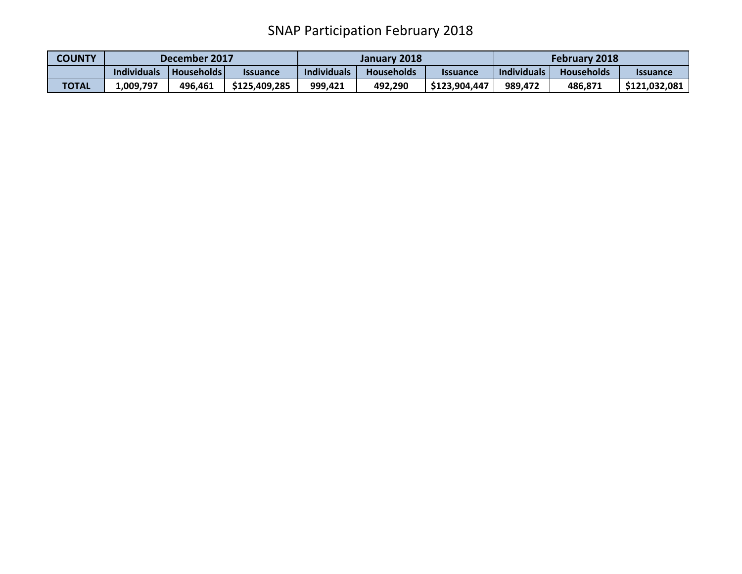# SNAP Participation February 2018

| COUNTY | December 2017 | | | January 2018 | | | February 2018 | | |
|---|---|---|---|---|---|---|---|---|---|
| | Individuals | Households | Issuance | Individuals | Households | Issuance | Individuals | Households | Issuance |
| TOTAL | 1,009,797 | 496,461 | $125,409,285 | 999,421 | 492,290 | $123,904,447 | 989,472 | 486,871 | $121,032,081 |